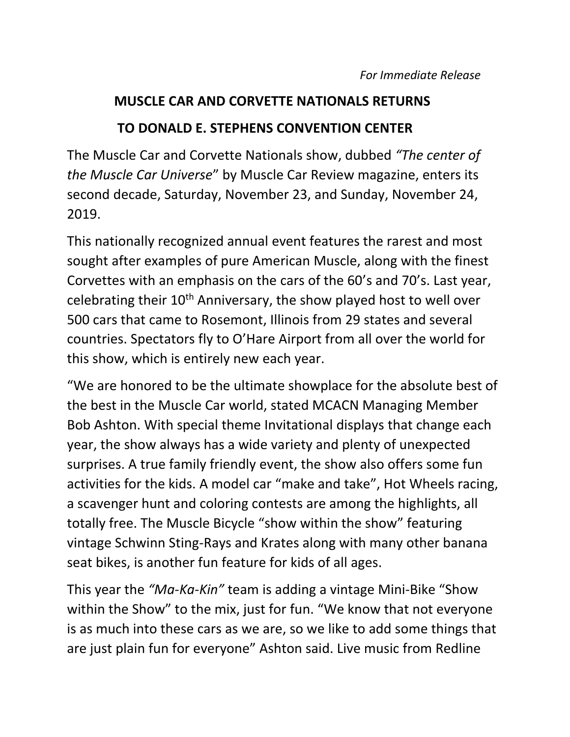*For Immediate Release*

# MUSCLE CAR AND CORVETTE NATIONALS RETURNS TO DONALD E. STEPHENS CONVENTION CENTER

The Muscle Car and Corvette Nationals show, dubbed *"The center of the Muscle Car Universe*" by Muscle Car Review magazine, enters its second decade, Saturday, November 23, and Sunday, November 24, 2019.

This nationally recognized annual event features the rarest and most sought after examples of pure American Muscle, along with the finest Corvettes with an emphasis on the cars of the 60's and 70's. Last year, celebrating their 10th Anniversary, the show played host to well over 500 cars that came to Rosemont, Illinois from 29 states and several countries. Spectators fly to O'Hare Airport from all over the world for this show, which is entirely new each year.

"We are honored to be the ultimate showplace for the absolute best of the best in the Muscle Car world, stated MCACN Managing Member Bob Ashton. With special theme Invitational displays that change each year, the show always has a wide variety and plenty of unexpected surprises. A true family friendly event, the show also offers some fun activities for the kids. A model car "make and take", Hot Wheels racing, a scavenger hunt and coloring contests are among the highlights, all totally free. The Muscle Bicycle "show within the show" featuring vintage Schwinn Sting-Rays and Krates along with many other banana seat bikes, is another fun feature for kids of all ages.

This year the *"Ma-Ka-Kin"* team is adding a vintage Mini-Bike "Show within the Show" to the mix, just for fun. "We know that not everyone is as much into these cars as we are, so we like to add some things that are just plain fun for everyone" Ashton said. Live music from Redline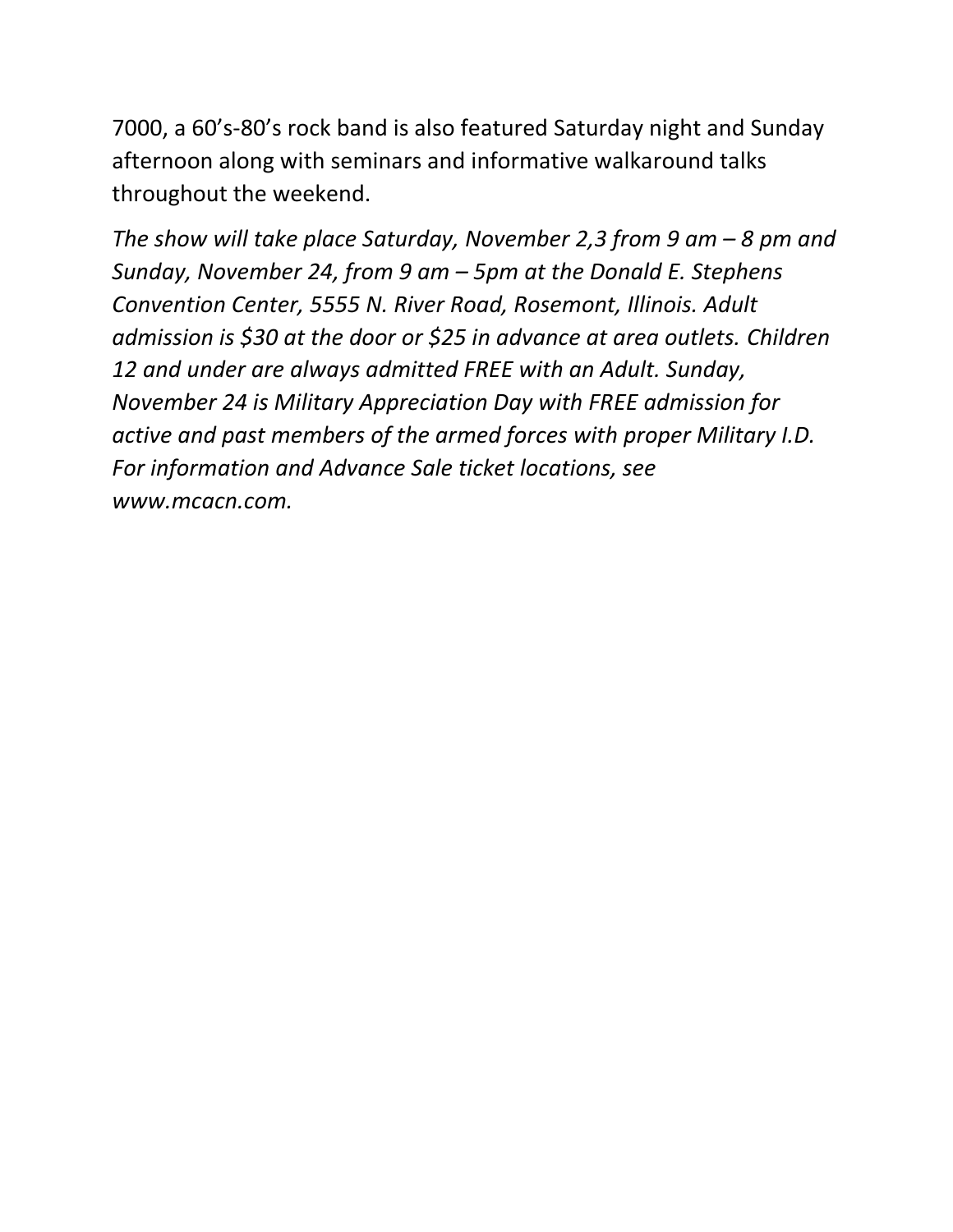7000, a 60's-80's rock band is also featured Saturday night and Sunday afternoon along with seminars and informative walkaround talks throughout the weekend.

*The show will take place Saturday, November 2,3 from 9 am – 8 pm and Sunday, November 24, from 9 am – 5pm at the Donald E. Stephens Convention Center, 5555 N. River Road, Rosemont, Illinois. Adult admission is $30 at the door or $25 in advance at area outlets. Children 12 and under are always admitted FREE with an Adult. Sunday, November 24 is Military Appreciation Day with FREE admission for active and past members of the armed forces with proper Military I.D. For information and Advance Sale ticket locations, see www.mcacn.com.*